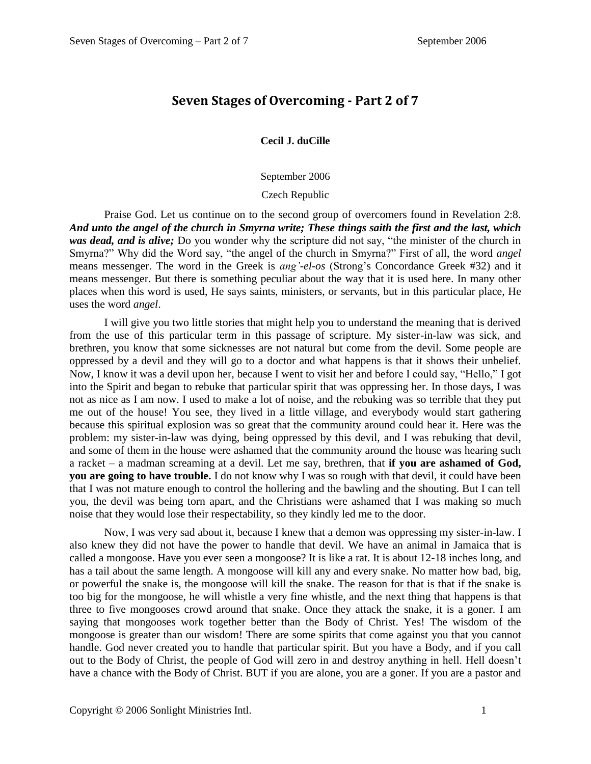# Seven Stages of Overcoming - Part 2 of 7

**Cecil J. duCille**

September 2006

Czech Republic

Praise God. Let us continue on to the second group of overcomers found in Revelation 2:8. ***And unto the angel of the church in Smyrna write; These things saith the first and the last, which was dead, and is alive;*** Do you wonder why the scripture did not say, "the minister of the church in Smyrna?" Why did the Word say, "the angel of the church in Smyrna?" First of all, the word *angel* means messenger. The word in the Greek is *ang'-el-os* (Strong's Concordance Greek #32) and it means messenger. But there is something peculiar about the way that it is used here. In many other places when this word is used, He says saints, ministers, or servants, but in this particular place, He uses the word *angel*.

I will give you two little stories that might help you to understand the meaning that is derived from the use of this particular term in this passage of scripture. My sister-in-law was sick, and brethren, you know that some sicknesses are not natural but come from the devil. Some people are oppressed by a devil and they will go to a doctor and what happens is that it shows their unbelief. Now, I know it was a devil upon her, because I went to visit her and before I could say, "Hello," I got into the Spirit and began to rebuke that particular spirit that was oppressing her. In those days, I was not as nice as I am now. I used to make a lot of noise, and the rebuking was so terrible that they put me out of the house! You see, they lived in a little village, and everybody would start gathering because this spiritual explosion was so great that the community around could hear it. Here was the problem: my sister-in-law was dying, being oppressed by this devil, and I was rebuking that devil, and some of them in the house were ashamed that the community around the house was hearing such a racket – a madman screaming at a devil. Let me say, brethren, that **if you are ashamed of God, you are going to have trouble.** I do not know why I was so rough with that devil, it could have been that I was not mature enough to control the hollering and the bawling and the shouting. But I can tell you, the devil was being torn apart, and the Christians were ashamed that I was making so much noise that they would lose their respectability, so they kindly led me to the door.

Now, I was very sad about it, because I knew that a demon was oppressing my sister-in-law. I also knew they did not have the power to handle that devil. We have an animal in Jamaica that is called a mongoose. Have you ever seen a mongoose? It is like a rat. It is about 12-18 inches long, and has a tail about the same length. A mongoose will kill any and every snake. No matter how bad, big, or powerful the snake is, the mongoose will kill the snake. The reason for that is that if the snake is too big for the mongoose, he will whistle a very fine whistle, and the next thing that happens is that three to five mongooses crowd around that snake. Once they attack the snake, it is a goner. I am saying that mongooses work together better than the Body of Christ. Yes! The wisdom of the mongoose is greater than our wisdom! There are some spirits that come against you that you cannot handle. God never created you to handle that particular spirit. But you have a Body, and if you call out to the Body of Christ, the people of God will zero in and destroy anything in hell. Hell doesn't have a chance with the Body of Christ. BUT if you are alone, you are a goner. If you are a pastor and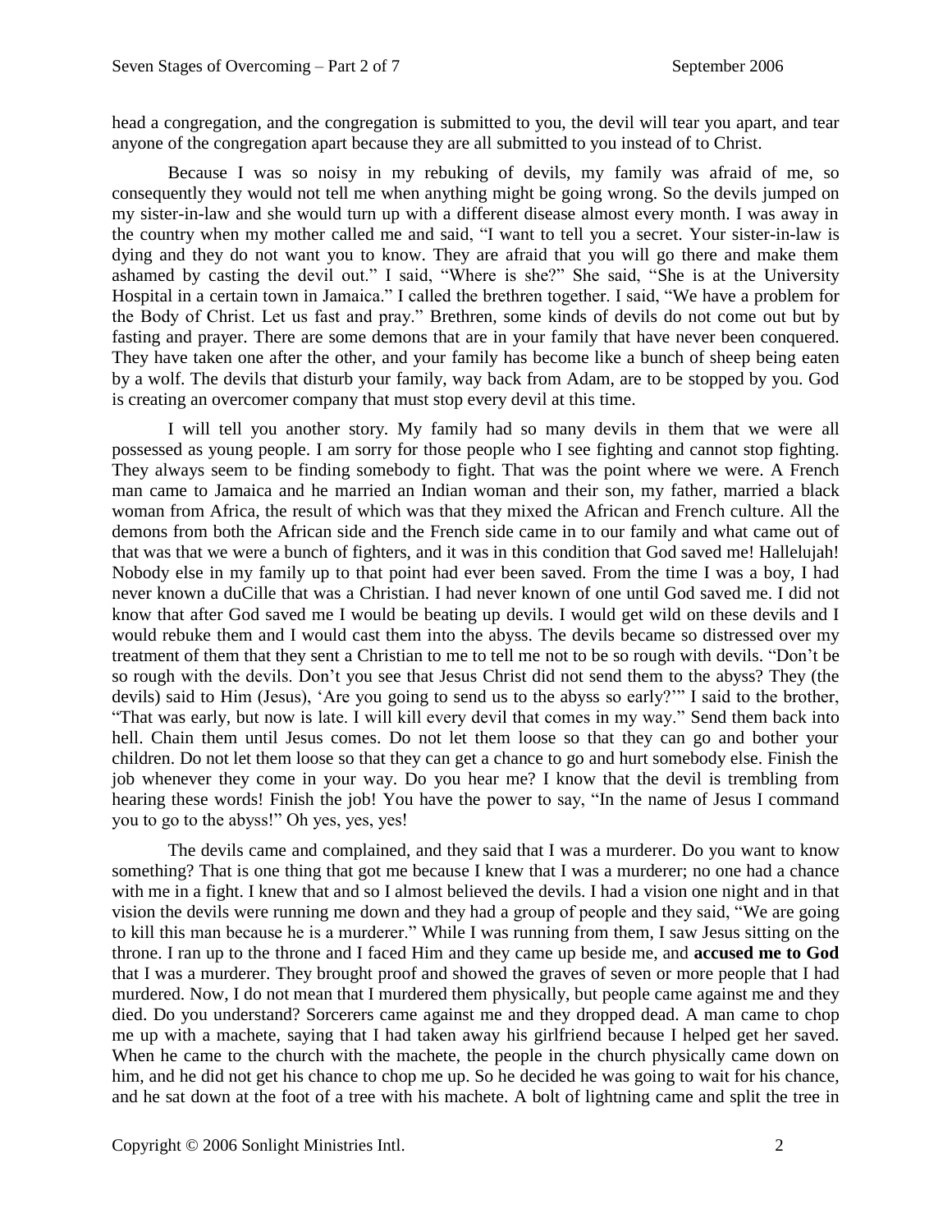head a congregation, and the congregation is submitted to you, the devil will tear you apart, and tear anyone of the congregation apart because they are all submitted to you instead of to Christ.

Because I was so noisy in my rebuking of devils, my family was afraid of me, so consequently they would not tell me when anything might be going wrong. So the devils jumped on my sister-in-law and she would turn up with a different disease almost every month. I was away in the country when my mother called me and said, "I want to tell you a secret. Your sister-in-law is dying and they do not want you to know. They are afraid that you will go there and make them ashamed by casting the devil out." I said, "Where is she?" She said, "She is at the University Hospital in a certain town in Jamaica." I called the brethren together. I said, "We have a problem for the Body of Christ. Let us fast and pray." Brethren, some kinds of devils do not come out but by fasting and prayer. There are some demons that are in your family that have never been conquered. They have taken one after the other, and your family has become like a bunch of sheep being eaten by a wolf. The devils that disturb your family, way back from Adam, are to be stopped by you. God is creating an overcomer company that must stop every devil at this time.

I will tell you another story. My family had so many devils in them that we were all possessed as young people. I am sorry for those people who I see fighting and cannot stop fighting. They always seem to be finding somebody to fight. That was the point where we were. A French man came to Jamaica and he married an Indian woman and their son, my father, married a black woman from Africa, the result of which was that they mixed the African and French culture. All the demons from both the African side and the French side came in to our family and what came out of that was that we were a bunch of fighters, and it was in this condition that God saved me! Hallelujah! Nobody else in my family up to that point had ever been saved. From the time I was a boy, I had never known a duCille that was a Christian. I had never known of one until God saved me. I did not know that after God saved me I would be beating up devils. I would get wild on these devils and I would rebuke them and I would cast them into the abyss. The devils became so distressed over my treatment of them that they sent a Christian to me to tell me not to be so rough with devils. "Don't be so rough with the devils. Don't you see that Jesus Christ did not send them to the abyss? They (the devils) said to Him (Jesus), 'Are you going to send us to the abyss so early?'" I said to the brother, "That was early, but now is late. I will kill every devil that comes in my way." Send them back into hell. Chain them until Jesus comes. Do not let them loose so that they can go and bother your children. Do not let them loose so that they can get a chance to go and hurt somebody else. Finish the job whenever they come in your way. Do you hear me? I know that the devil is trembling from hearing these words! Finish the job! You have the power to say, "In the name of Jesus I command you to go to the abyss!" Oh yes, yes, yes!

The devils came and complained, and they said that I was a murderer. Do you want to know something? That is one thing that got me because I knew that I was a murderer; no one had a chance with me in a fight. I knew that and so I almost believed the devils. I had a vision one night and in that vision the devils were running me down and they had a group of people and they said, "We are going to kill this man because he is a murderer." While I was running from them, I saw Jesus sitting on the throne. I ran up to the throne and I faced Him and they came up beside me, and **accused me to God** that I was a murderer. They brought proof and showed the graves of seven or more people that I had murdered. Now, I do not mean that I murdered them physically, but people came against me and they died. Do you understand? Sorcerers came against me and they dropped dead. A man came to chop me up with a machete, saying that I had taken away his girlfriend because I helped get her saved. When he came to the church with the machete, the people in the church physically came down on him, and he did not get his chance to chop me up. So he decided he was going to wait for his chance, and he sat down at the foot of a tree with his machete. A bolt of lightning came and split the tree in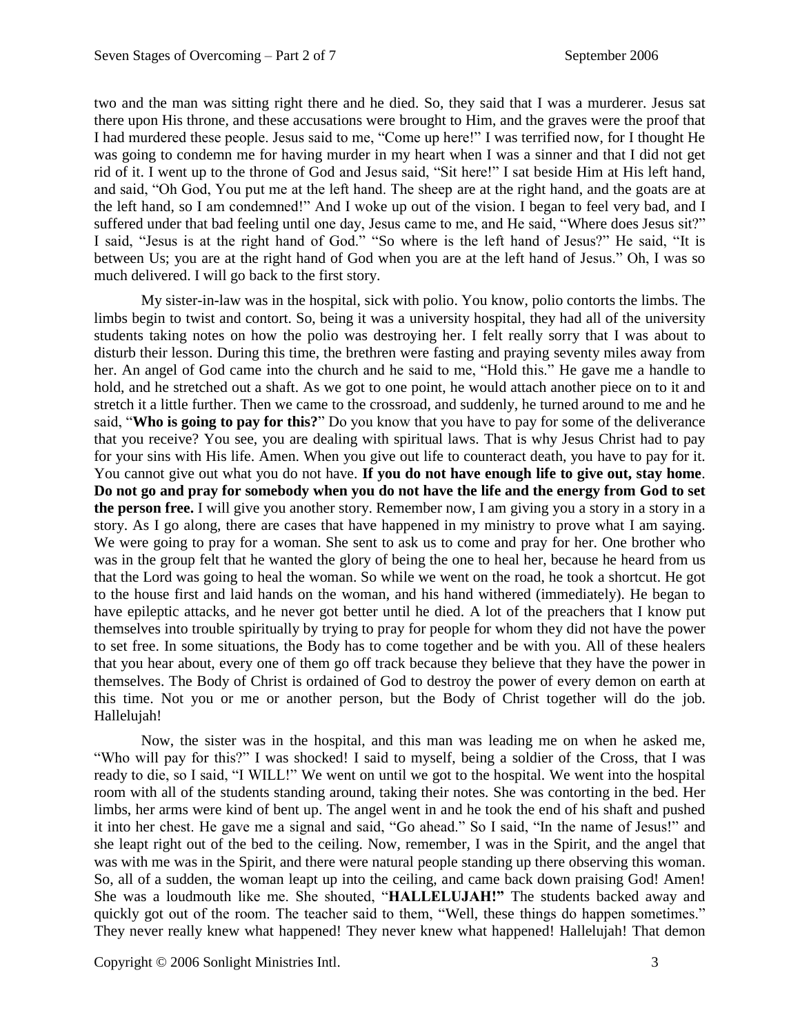two and the man was sitting right there and he died. So, they said that I was a murderer. Jesus sat there upon His throne, and these accusations were brought to Him, and the graves were the proof that I had murdered these people. Jesus said to me, "Come up here!" I was terrified now, for I thought He was going to condemn me for having murder in my heart when I was a sinner and that I did not get rid of it. I went up to the throne of God and Jesus said, "Sit here!" I sat beside Him at His left hand, and said, "Oh God, You put me at the left hand. The sheep are at the right hand, and the goats are at the left hand, so I am condemned!" And I woke up out of the vision. I began to feel very bad, and I suffered under that bad feeling until one day, Jesus came to me, and He said, "Where does Jesus sit?" I said, "Jesus is at the right hand of God." "So where is the left hand of Jesus?" He said, "It is between Us; you are at the right hand of God when you are at the left hand of Jesus." Oh, I was so much delivered. I will go back to the first story.

My sister-in-law was in the hospital, sick with polio. You know, polio contorts the limbs. The limbs begin to twist and contort. So, being it was a university hospital, they had all of the university students taking notes on how the polio was destroying her. I felt really sorry that I was about to disturb their lesson. During this time, the brethren were fasting and praying seventy miles away from her. An angel of God came into the church and he said to me, "Hold this." He gave me a handle to hold, and he stretched out a shaft. As we got to one point, he would attach another piece on to it and stretch it a little further. Then we came to the crossroad, and suddenly, he turned around to me and he said, "**Who is going to pay for this?**" Do you know that you have to pay for some of the deliverance that you receive? You see, you are dealing with spiritual laws. That is why Jesus Christ had to pay for your sins with His life. Amen. When you give out life to counteract death, you have to pay for it. You cannot give out what you do not have. **If you do not have enough life to give out, stay home**. **Do not go and pray for somebody when you do not have the life and the energy from God to set the person free.** I will give you another story. Remember now, I am giving you a story in a story in a story. As I go along, there are cases that have happened in my ministry to prove what I am saying. We were going to pray for a woman. She sent to ask us to come and pray for her. One brother who was in the group felt that he wanted the glory of being the one to heal her, because he heard from us that the Lord was going to heal the woman. So while we went on the road, he took a shortcut. He got to the house first and laid hands on the woman, and his hand withered (immediately). He began to have epileptic attacks, and he never got better until he died. A lot of the preachers that I know put themselves into trouble spiritually by trying to pray for people for whom they did not have the power to set free. In some situations, the Body has to come together and be with you. All of these healers that you hear about, every one of them go off track because they believe that they have the power in themselves. The Body of Christ is ordained of God to destroy the power of every demon on earth at this time. Not you or me or another person, but the Body of Christ together will do the job. Hallelujah!

Now, the sister was in the hospital, and this man was leading me on when he asked me, "Who will pay for this?" I was shocked! I said to myself, being a soldier of the Cross, that I was ready to die, so I said, "I WILL!" We went on until we got to the hospital. We went into the hospital room with all of the students standing around, taking their notes. She was contorting in the bed. Her limbs, her arms were kind of bent up. The angel went in and he took the end of his shaft and pushed it into her chest. He gave me a signal and said, "Go ahead." So I said, "In the name of Jesus!" and she leapt right out of the bed to the ceiling. Now, remember, I was in the Spirit, and the angel that was with me was in the Spirit, and there were natural people standing up there observing this woman. So, all of a sudden, the woman leapt up into the ceiling, and came back down praising God! Amen! She was a loudmouth like me. She shouted, "**HALLELUJAH!"** The students backed away and quickly got out of the room. The teacher said to them, "Well, these things do happen sometimes." They never really knew what happened! They never knew what happened! Hallelujah! That demon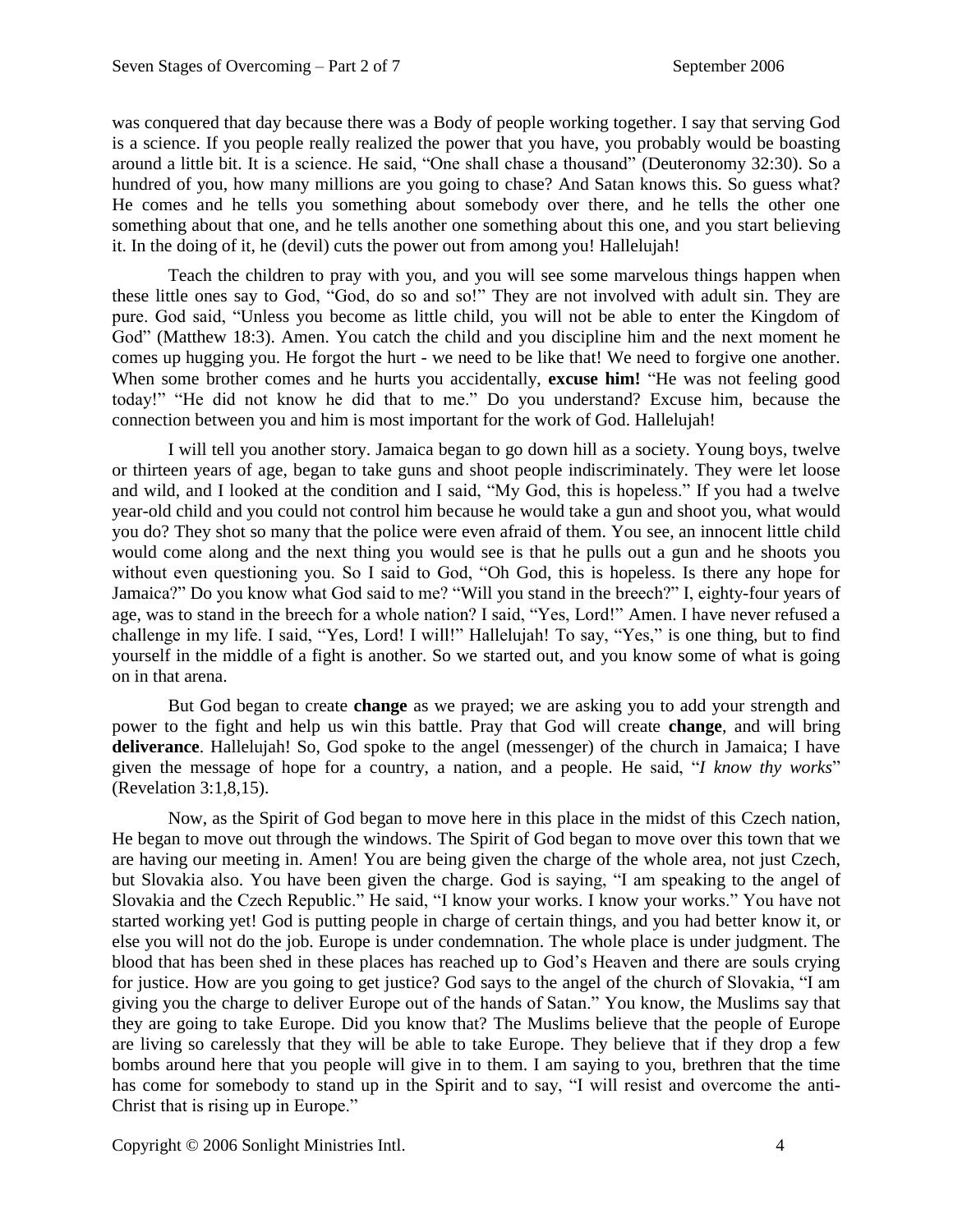was conquered that day because there was a Body of people working together. I say that serving God is a science. If you people really realized the power that you have, you probably would be boasting around a little bit. It is a science. He said, "One shall chase a thousand" (Deuteronomy 32:30). So a hundred of you, how many millions are you going to chase? And Satan knows this. So guess what? He comes and he tells you something about somebody over there, and he tells the other one something about that one, and he tells another one something about this one, and you start believing it. In the doing of it, he (devil) cuts the power out from among you! Hallelujah!

Teach the children to pray with you, and you will see some marvelous things happen when these little ones say to God, "God, do so and so!" They are not involved with adult sin. They are pure. God said, "Unless you become as little child, you will not be able to enter the Kingdom of God" (Matthew 18:3). Amen. You catch the child and you discipline him and the next moment he comes up hugging you. He forgot the hurt - we need to be like that! We need to forgive one another. When some brother comes and he hurts you accidentally, **excuse him!** "He was not feeling good today!" "He did not know he did that to me." Do you understand? Excuse him, because the connection between you and him is most important for the work of God. Hallelujah!

I will tell you another story. Jamaica began to go down hill as a society. Young boys, twelve or thirteen years of age, began to take guns and shoot people indiscriminately. They were let loose and wild, and I looked at the condition and I said, "My God, this is hopeless." If you had a twelve year-old child and you could not control him because he would take a gun and shoot you, what would you do? They shot so many that the police were even afraid of them. You see, an innocent little child would come along and the next thing you would see is that he pulls out a gun and he shoots you without even questioning you. So I said to God, "Oh God, this is hopeless. Is there any hope for Jamaica?" Do you know what God said to me? "Will you stand in the breech?" I, eighty-four years of age, was to stand in the breech for a whole nation? I said, "Yes, Lord!" Amen. I have never refused a challenge in my life. I said, "Yes, Lord! I will!" Hallelujah! To say, "Yes," is one thing, but to find yourself in the middle of a fight is another. So we started out, and you know some of what is going on in that arena.

But God began to create **change** as we prayed; we are asking you to add your strength and power to the fight and help us win this battle. Pray that God will create **change**, and will bring **deliverance**. Hallelujah! So, God spoke to the angel (messenger) of the church in Jamaica; I have given the message of hope for a country, a nation, and a people. He said, "*I know thy works*" (Revelation 3:1,8,15).

Now, as the Spirit of God began to move here in this place in the midst of this Czech nation, He began to move out through the windows. The Spirit of God began to move over this town that we are having our meeting in. Amen! You are being given the charge of the whole area, not just Czech, but Slovakia also. You have been given the charge. God is saying, "I am speaking to the angel of Slovakia and the Czech Republic." He said, "I know your works. I know your works." You have not started working yet! God is putting people in charge of certain things, and you had better know it, or else you will not do the job. Europe is under condemnation. The whole place is under judgment. The blood that has been shed in these places has reached up to God's Heaven and there are souls crying for justice. How are you going to get justice? God says to the angel of the church of Slovakia, "I am giving you the charge to deliver Europe out of the hands of Satan." You know, the Muslims say that they are going to take Europe. Did you know that? The Muslims believe that the people of Europe are living so carelessly that they will be able to take Europe. They believe that if they drop a few bombs around here that you people will give in to them. I am saying to you, brethren that the time has come for somebody to stand up in the Spirit and to say, "I will resist and overcome the anti-Christ that is rising up in Europe."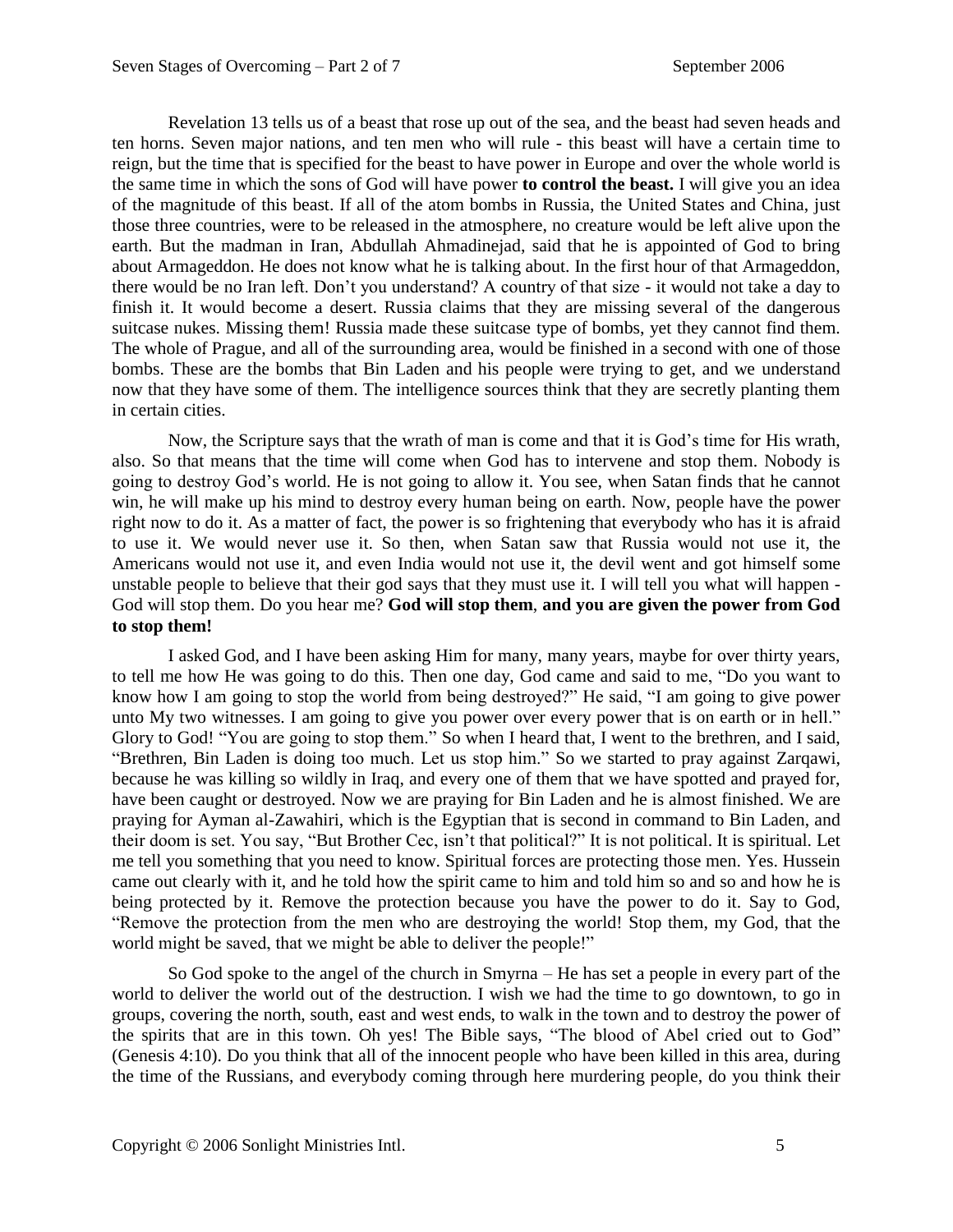Revelation 13 tells us of a beast that rose up out of the sea, and the beast had seven heads and ten horns. Seven major nations, and ten men who will rule - this beast will have a certain time to reign, but the time that is specified for the beast to have power in Europe and over the whole world is the same time in which the sons of God will have power **to control the beast.** I will give you an idea of the magnitude of this beast. If all of the atom bombs in Russia, the United States and China, just those three countries, were to be released in the atmosphere, no creature would be left alive upon the earth. But the madman in Iran, Abdullah Ahmadinejad, said that he is appointed of God to bring about Armageddon. He does not know what he is talking about. In the first hour of that Armageddon, there would be no Iran left. Don't you understand? A country of that size - it would not take a day to finish it. It would become a desert. Russia claims that they are missing several of the dangerous suitcase nukes. Missing them! Russia made these suitcase type of bombs, yet they cannot find them. The whole of Prague, and all of the surrounding area, would be finished in a second with one of those bombs. These are the bombs that Bin Laden and his people were trying to get, and we understand now that they have some of them. The intelligence sources think that they are secretly planting them in certain cities.

Now, the Scripture says that the wrath of man is come and that it is God's time for His wrath, also. So that means that the time will come when God has to intervene and stop them. Nobody is going to destroy God's world. He is not going to allow it. You see, when Satan finds that he cannot win, he will make up his mind to destroy every human being on earth. Now, people have the power right now to do it. As a matter of fact, the power is so frightening that everybody who has it is afraid to use it. We would never use it. So then, when Satan saw that Russia would not use it, the Americans would not use it, and even India would not use it, the devil went and got himself some unstable people to believe that their god says that they must use it. I will tell you what will happen - God will stop them. Do you hear me? **God will stop them**, **and you are given the power from God to stop them!**

I asked God, and I have been asking Him for many, many years, maybe for over thirty years, to tell me how He was going to do this. Then one day, God came and said to me, "Do you want to know how I am going to stop the world from being destroyed?" He said, "I am going to give power unto My two witnesses. I am going to give you power over every power that is on earth or in hell." Glory to God! "You are going to stop them." So when I heard that, I went to the brethren, and I said, "Brethren, Bin Laden is doing too much. Let us stop him." So we started to pray against Zarqawi, because he was killing so wildly in Iraq, and every one of them that we have spotted and prayed for, have been caught or destroyed. Now we are praying for Bin Laden and he is almost finished. We are praying for Ayman al-Zawahiri, which is the Egyptian that is second in command to Bin Laden, and their doom is set. You say, "But Brother Cec, isn't that political?" It is not political. It is spiritual. Let me tell you something that you need to know. Spiritual forces are protecting those men. Yes. Hussein came out clearly with it, and he told how the spirit came to him and told him so and so and how he is being protected by it. Remove the protection because you have the power to do it. Say to God, "Remove the protection from the men who are destroying the world! Stop them, my God, that the world might be saved, that we might be able to deliver the people!"

So God spoke to the angel of the church in Smyrna – He has set a people in every part of the world to deliver the world out of the destruction. I wish we had the time to go downtown, to go in groups, covering the north, south, east and west ends, to walk in the town and to destroy the power of the spirits that are in this town. Oh yes! The Bible says, "The blood of Abel cried out to God" (Genesis 4:10). Do you think that all of the innocent people who have been killed in this area, during the time of the Russians, and everybody coming through here murdering people, do you think their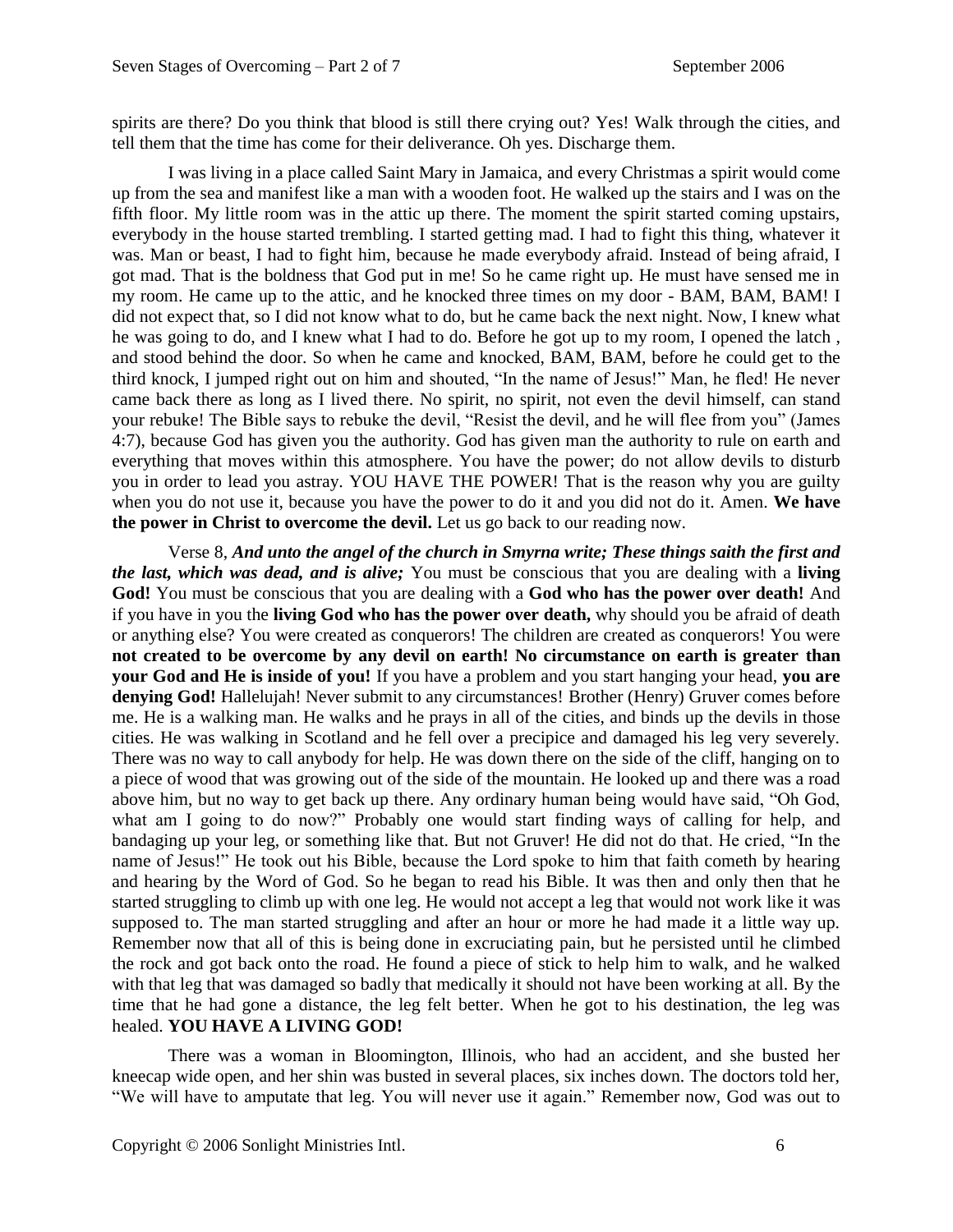spirits are there? Do you think that blood is still there crying out? Yes! Walk through the cities, and tell them that the time has come for their deliverance. Oh yes. Discharge them.

I was living in a place called Saint Mary in Jamaica, and every Christmas a spirit would come up from the sea and manifest like a man with a wooden foot. He walked up the stairs and I was on the fifth floor. My little room was in the attic up there. The moment the spirit started coming upstairs, everybody in the house started trembling. I started getting mad. I had to fight this thing, whatever it was. Man or beast, I had to fight him, because he made everybody afraid. Instead of being afraid, I got mad. That is the boldness that God put in me! So he came right up. He must have sensed me in my room. He came up to the attic, and he knocked three times on my door - BAM, BAM, BAM! I did not expect that, so I did not know what to do, but he came back the next night. Now, I knew what he was going to do, and I knew what I had to do. Before he got up to my room, I opened the latch , and stood behind the door. So when he came and knocked, BAM, BAM, before he could get to the third knock, I jumped right out on him and shouted, "In the name of Jesus!" Man, he fled! He never came back there as long as I lived there. No spirit, no spirit, not even the devil himself, can stand your rebuke! The Bible says to rebuke the devil, "Resist the devil, and he will flee from you" (James 4:7), because God has given you the authority. God has given man the authority to rule on earth and everything that moves within this atmosphere. You have the power; do not allow devils to disturb you in order to lead you astray. YOU HAVE THE POWER! That is the reason why you are guilty when you do not use it, because you have the power to do it and you did not do it. Amen. **We have the power in Christ to overcome the devil.** Let us go back to our reading now.

Verse 8, ***And unto the angel of the church in Smyrna write; These things saith the first and the last, which was dead, and is alive;*** You must be conscious that you are dealing with a **living God!** You must be conscious that you are dealing with a **God who has the power over death!** And if you have in you the **living God who has the power over death,** why should you be afraid of death or anything else? You were created as conquerors! The children are created as conquerors! You were **not created to be overcome by any devil on earth! No circumstance on earth is greater than your God and He is inside of you!** If you have a problem and you start hanging your head, **you are denying God!** Hallelujah! Never submit to any circumstances! Brother (Henry) Gruver comes before me. He is a walking man. He walks and he prays in all of the cities, and binds up the devils in those cities. He was walking in Scotland and he fell over a precipice and damaged his leg very severely. There was no way to call anybody for help. He was down there on the side of the cliff, hanging on to a piece of wood that was growing out of the side of the mountain. He looked up and there was a road above him, but no way to get back up there. Any ordinary human being would have said, "Oh God, what am I going to do now?" Probably one would start finding ways of calling for help, and bandaging up your leg, or something like that. But not Gruver! He did not do that. He cried, "In the name of Jesus!" He took out his Bible, because the Lord spoke to him that faith cometh by hearing and hearing by the Word of God. So he began to read his Bible. It was then and only then that he started struggling to climb up with one leg. He would not accept a leg that would not work like it was supposed to. The man started struggling and after an hour or more he had made it a little way up. Remember now that all of this is being done in excruciating pain, but he persisted until he climbed the rock and got back onto the road. He found a piece of stick to help him to walk, and he walked with that leg that was damaged so badly that medically it should not have been working at all. By the time that he had gone a distance, the leg felt better. When he got to his destination, the leg was healed. **YOU HAVE A LIVING GOD!**

There was a woman in Bloomington, Illinois, who had an accident, and she busted her kneecap wide open, and her shin was busted in several places, six inches down. The doctors told her, "We will have to amputate that leg. You will never use it again." Remember now, God was out to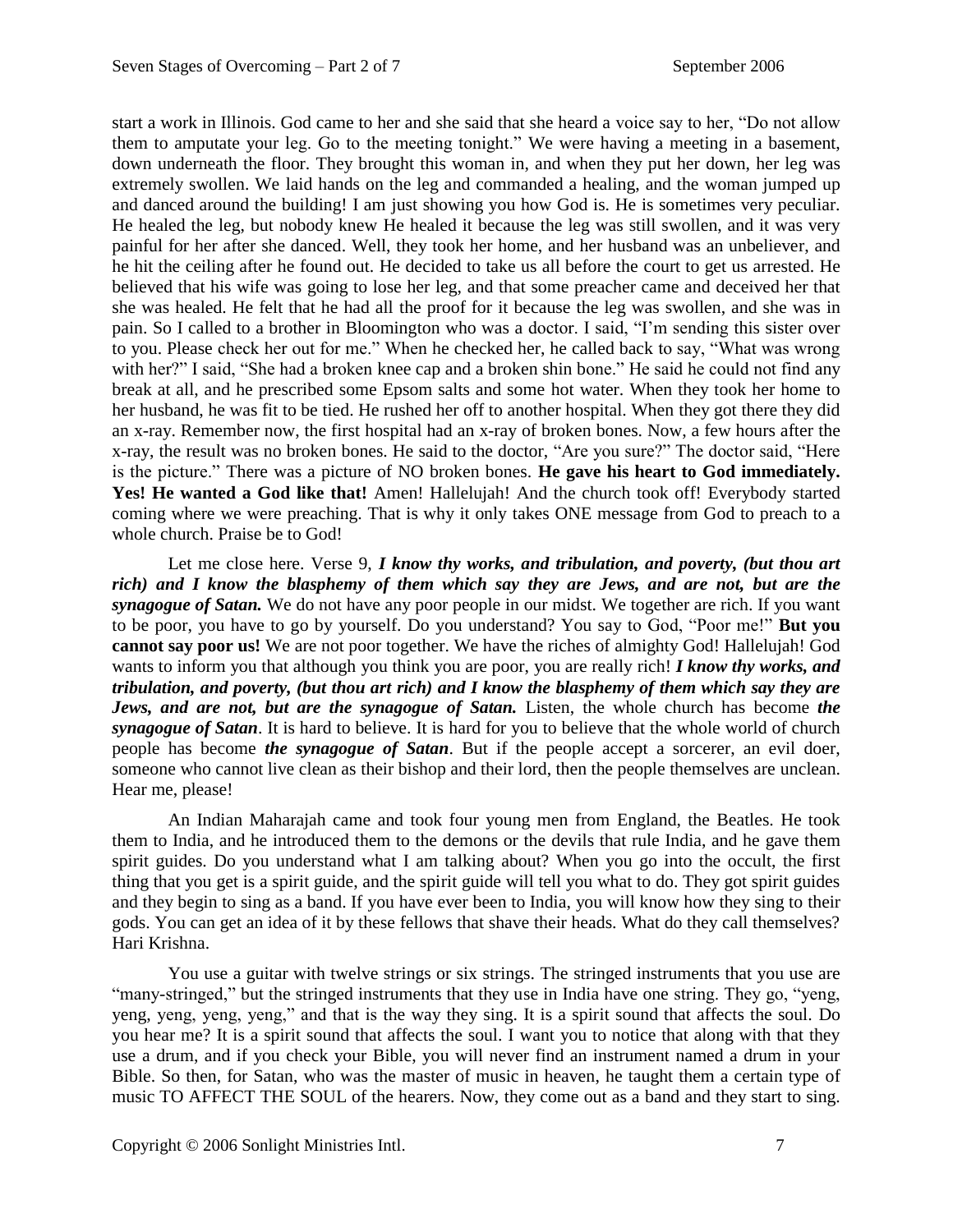start a work in Illinois. God came to her and she said that she heard a voice say to her, "Do not allow them to amputate your leg. Go to the meeting tonight." We were having a meeting in a basement, down underneath the floor. They brought this woman in, and when they put her down, her leg was extremely swollen. We laid hands on the leg and commanded a healing, and the woman jumped up and danced around the building! I am just showing you how God is. He is sometimes very peculiar. He healed the leg, but nobody knew He healed it because the leg was still swollen, and it was very painful for her after she danced. Well, they took her home, and her husband was an unbeliever, and he hit the ceiling after he found out. He decided to take us all before the court to get us arrested. He believed that his wife was going to lose her leg, and that some preacher came and deceived her that she was healed. He felt that he had all the proof for it because the leg was swollen, and she was in pain. So I called to a brother in Bloomington who was a doctor. I said, "I'm sending this sister over to you. Please check her out for me." When he checked her, he called back to say, "What was wrong with her?" I said, "She had a broken knee cap and a broken shin bone." He said he could not find any break at all, and he prescribed some Epsom salts and some hot water. When they took her home to her husband, he was fit to be tied. He rushed her off to another hospital. When they got there they did an x-ray. Remember now, the first hospital had an x-ray of broken bones. Now, a few hours after the x-ray, the result was no broken bones. He said to the doctor, "Are you sure?" The doctor said, "Here is the picture." There was a picture of NO broken bones. **He gave his heart to God immediately. Yes! He wanted a God like that!** Amen! Hallelujah! And the church took off! Everybody started coming where we were preaching. That is why it only takes ONE message from God to preach to a whole church. Praise be to God!

Let me close here. Verse 9, ***I know thy works, and tribulation, and poverty, (but thou art rich) and I know the blasphemy of them which say they are Jews, and are not, but are the synagogue of Satan.*** We do not have any poor people in our midst. We together are rich. If you want to be poor, you have to go by yourself. Do you understand? You say to God, "Poor me!" **But you cannot say poor us!** We are not poor together. We have the riches of almighty God! Hallelujah! God wants to inform you that although you think you are poor, you are really rich! ***I know thy works, and tribulation, and poverty, (but thou art rich) and I know the blasphemy of them which say they are Jews, and are not, but are the synagogue of Satan.*** Listen, the whole church has become ***the synagogue of Satan***. It is hard to believe. It is hard for you to believe that the whole world of church people has become ***the synagogue of Satan***. But if the people accept a sorcerer, an evil doer, someone who cannot live clean as their bishop and their lord, then the people themselves are unclean. Hear me, please!

An Indian Maharajah came and took four young men from England, the Beatles. He took them to India, and he introduced them to the demons or the devils that rule India, and he gave them spirit guides. Do you understand what I am talking about? When you go into the occult, the first thing that you get is a spirit guide, and the spirit guide will tell you what to do. They got spirit guides and they begin to sing as a band. If you have ever been to India, you will know how they sing to their gods. You can get an idea of it by these fellows that shave their heads. What do they call themselves? Hari Krishna.

You use a guitar with twelve strings or six strings. The stringed instruments that you use are "many-stringed," but the stringed instruments that they use in India have one string. They go, "yeng, yeng, yeng, yeng, yeng," and that is the way they sing. It is a spirit sound that affects the soul. Do you hear me? It is a spirit sound that affects the soul. I want you to notice that along with that they use a drum, and if you check your Bible, you will never find an instrument named a drum in your Bible. So then, for Satan, who was the master of music in heaven, he taught them a certain type of music TO AFFECT THE SOUL of the hearers. Now, they come out as a band and they start to sing.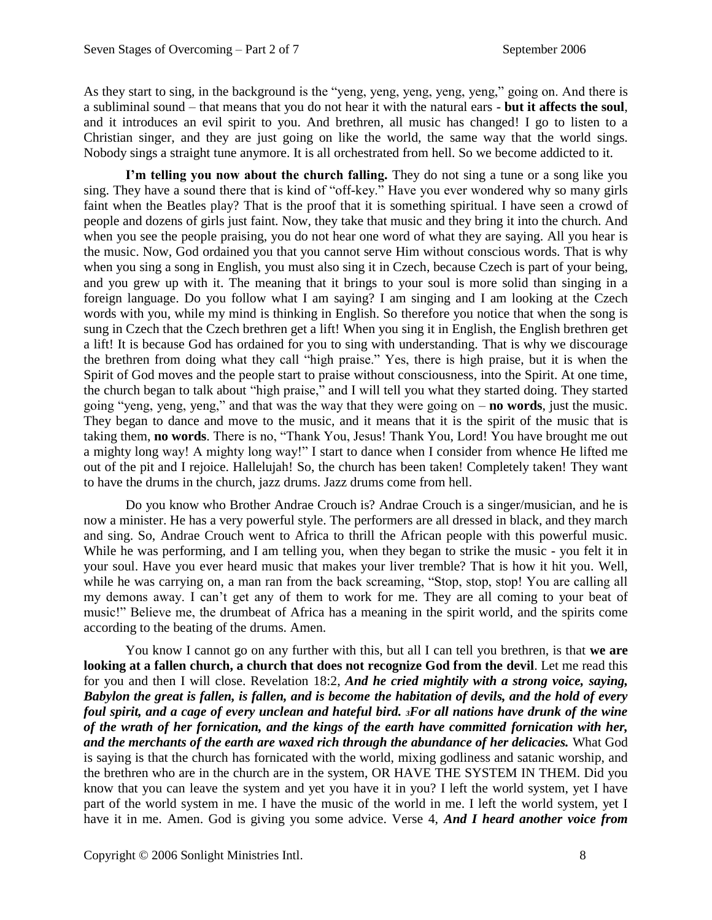As they start to sing, in the background is the "yeng, yeng, yeng, yeng, yeng," going on. And there is a subliminal sound – that means that you do not hear it with the natural ears - **but it affects the soul**, and it introduces an evil spirit to you. And brethren, all music has changed! I go to listen to a Christian singer, and they are just going on like the world, the same way that the world sings. Nobody sings a straight tune anymore. It is all orchestrated from hell. So we become addicted to it.

**I'm telling you now about the church falling.** They do not sing a tune or a song like you sing. They have a sound there that is kind of "off-key." Have you ever wondered why so many girls faint when the Beatles play? That is the proof that it is something spiritual. I have seen a crowd of people and dozens of girls just faint. Now, they take that music and they bring it into the church. And when you see the people praising, you do not hear one word of what they are saying. All you hear is the music. Now, God ordained you that you cannot serve Him without conscious words. That is why when you sing a song in English, you must also sing it in Czech, because Czech is part of your being, and you grew up with it. The meaning that it brings to your soul is more solid than singing in a foreign language. Do you follow what I am saying? I am singing and I am looking at the Czech words with you, while my mind is thinking in English. So therefore you notice that when the song is sung in Czech that the Czech brethren get a lift! When you sing it in English, the English brethren get a lift! It is because God has ordained for you to sing with understanding. That is why we discourage the brethren from doing what they call "high praise." Yes, there is high praise, but it is when the Spirit of God moves and the people start to praise without consciousness, into the Spirit. At one time, the church began to talk about "high praise," and I will tell you what they started doing. They started going "yeng, yeng, yeng," and that was the way that they were going on – **no words**, just the music. They began to dance and move to the music, and it means that it is the spirit of the music that is taking them, **no words**. There is no, "Thank You, Jesus! Thank You, Lord! You have brought me out a mighty long way! A mighty long way!" I start to dance when I consider from whence He lifted me out of the pit and I rejoice. Hallelujah! So, the church has been taken! Completely taken! They want to have the drums in the church, jazz drums. Jazz drums come from hell.

Do you know who Brother Andrae Crouch is? Andrae Crouch is a singer/musician, and he is now a minister. He has a very powerful style. The performers are all dressed in black, and they march and sing. So, Andrae Crouch went to Africa to thrill the African people with this powerful music. While he was performing, and I am telling you, when they began to strike the music - you felt it in your soul. Have you ever heard music that makes your liver tremble? That is how it hit you. Well, while he was carrying on, a man ran from the back screaming, "Stop, stop, stop! You are calling all my demons away. I can't get any of them to work for me. They are all coming to your beat of music!" Believe me, the drumbeat of Africa has a meaning in the spirit world, and the spirits come according to the beating of the drums. Amen.

You know I cannot go on any further with this, but all I can tell you brethren, is that **we are looking at a fallen church, a church that does not recognize God from the devil**. Let me read this for you and then I will close. Revelation 18:2, ***And he cried mightily with a strong voice, saying, Babylon the great is fallen, is fallen, and is become the habitation of devils, and the hold of every foul spirit, and a cage of every unclean and hateful bird. 3For all nations have drunk of the wine of the wrath of her fornication, and the kings of the earth have committed fornication with her, and the merchants of the earth are waxed rich through the abundance of her delicacies.*** What God is saying is that the church has fornicated with the world, mixing godliness and satanic worship, and the brethren who are in the church are in the system, OR HAVE THE SYSTEM IN THEM. Did you know that you can leave the system and yet you have it in you? I left the world system, yet I have part of the world system in me. I have the music of the world in me. I left the world system, yet I have it in me. Amen. God is giving you some advice. Verse 4, ***And I heard another voice from***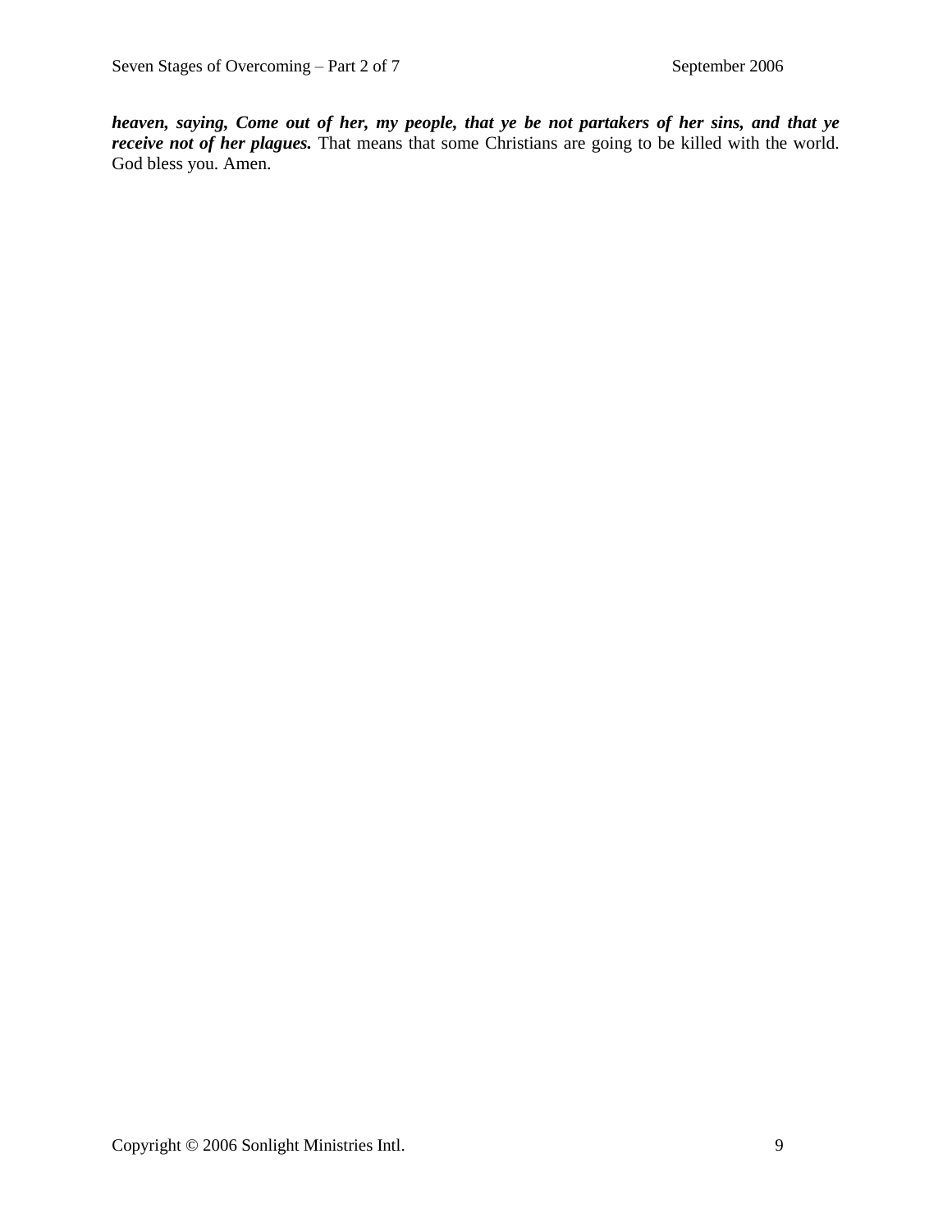***heaven, saying, Come out of her, my people, that ye be not partakers of her sins, and that ye receive not of her plagues.*** That means that some Christians are going to be killed with the world. God bless you. Amen.